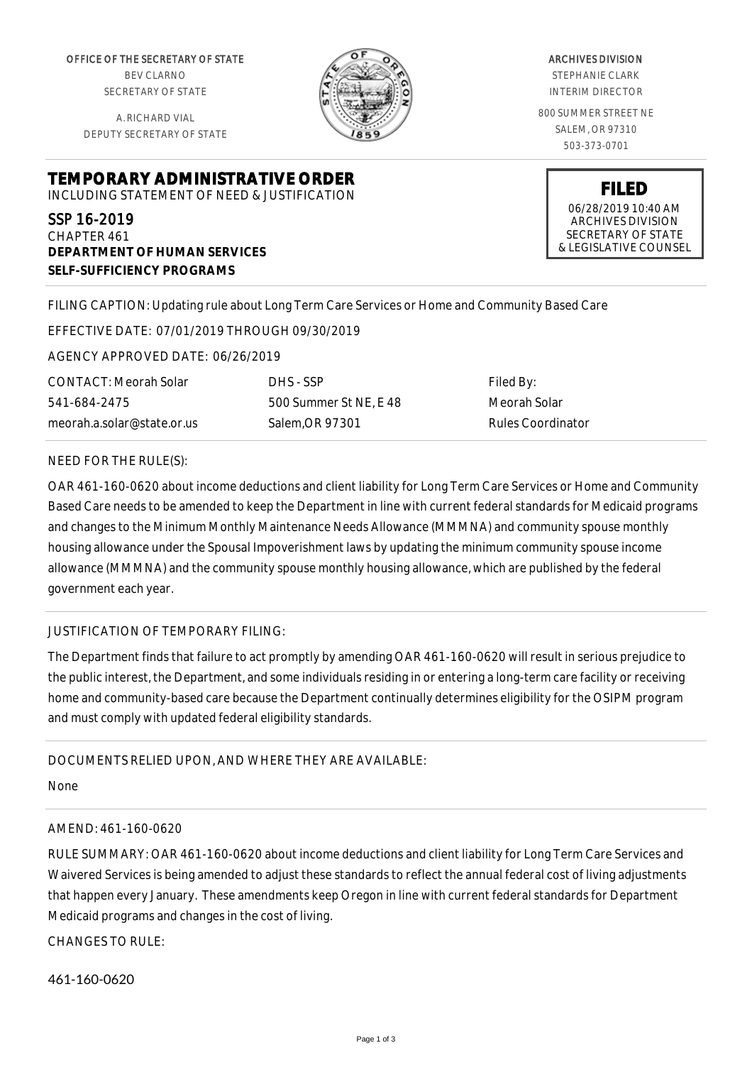OFFICE OF THE SECRETARY OF STATE
BEV CLARNO
SECRETARY OF STATE

A. RICHARD VIAL
DEPUTY SECRETARY OF STATE

ARCHIVES DIVISION
STEPHANIE CLARK
INTERIM DIRECTOR

800 SUMMER STREET NE
SALEM, OR 97310
503-373-0701

**FILED**
06/28/2019 10:40 AM
ARCHIVES DIVISION
SECRETARY OF STATE
& LEGISLATIVE COUNSEL

# TEMPORARY ADMINISTRATIVE ORDER

INCLUDING STATEMENT OF NEED & JUSTIFICATION

SSP 16-2019
CHAPTER 461
**DEPARTMENT OF HUMAN SERVICES**
**SELF-SUFFICIENCY PROGRAMS**

FILING CAPTION: Updating rule about Long Term Care Services or Home and Community Based Care

EFFECTIVE DATE: 07/01/2019 THROUGH 09/30/2019

AGENCY APPROVED DATE: 06/26/2019

| CONTACT: Meorah Solar | DHS - SSP | Filed By: |
|---|---|---|
| 541-684-2475 | 500 Summer St NE, E 48 | Meorah Solar |
| meorah.a.solar@state.or.us | Salem,OR 97301 | Rules Coordinator |

NEED FOR THE RULE(S):

OAR 461-160-0620 about income deductions and client liability for Long Term Care Services or Home and Community Based Care needs to be amended to keep the Department in line with current federal standards for Medicaid programs and changes to the Minimum Monthly Maintenance Needs Allowance (MMMNA) and community spouse monthly housing allowance under the Spousal Impoverishment laws by updating the minimum community spouse income allowance (MMMNA) and the community spouse monthly housing allowance, which are published by the federal government each year.

JUSTIFICATION OF TEMPORARY FILING:

The Department finds that failure to act promptly by amending OAR 461-160-0620 will result in serious prejudice to the public interest, the Department, and some individuals residing in or entering a long-term care facility or receiving home and community-based care because the Department continually determines eligibility for the OSIPM program and must comply with updated federal eligibility standards.

DOCUMENTS RELIED UPON, AND WHERE THEY ARE AVAILABLE:

None

AMEND: 461-160-0620

RULE SUMMARY: OAR 461-160-0620 about income deductions and client liability for Long Term Care Services and Waivered Services is being amended to adjust these standards to reflect the annual federal cost of living adjustments that happen every January. These amendments keep Oregon in line with current federal standards for Department Medicaid programs and changes in the cost of living.

CHANGES TO RULE:

461-160-0620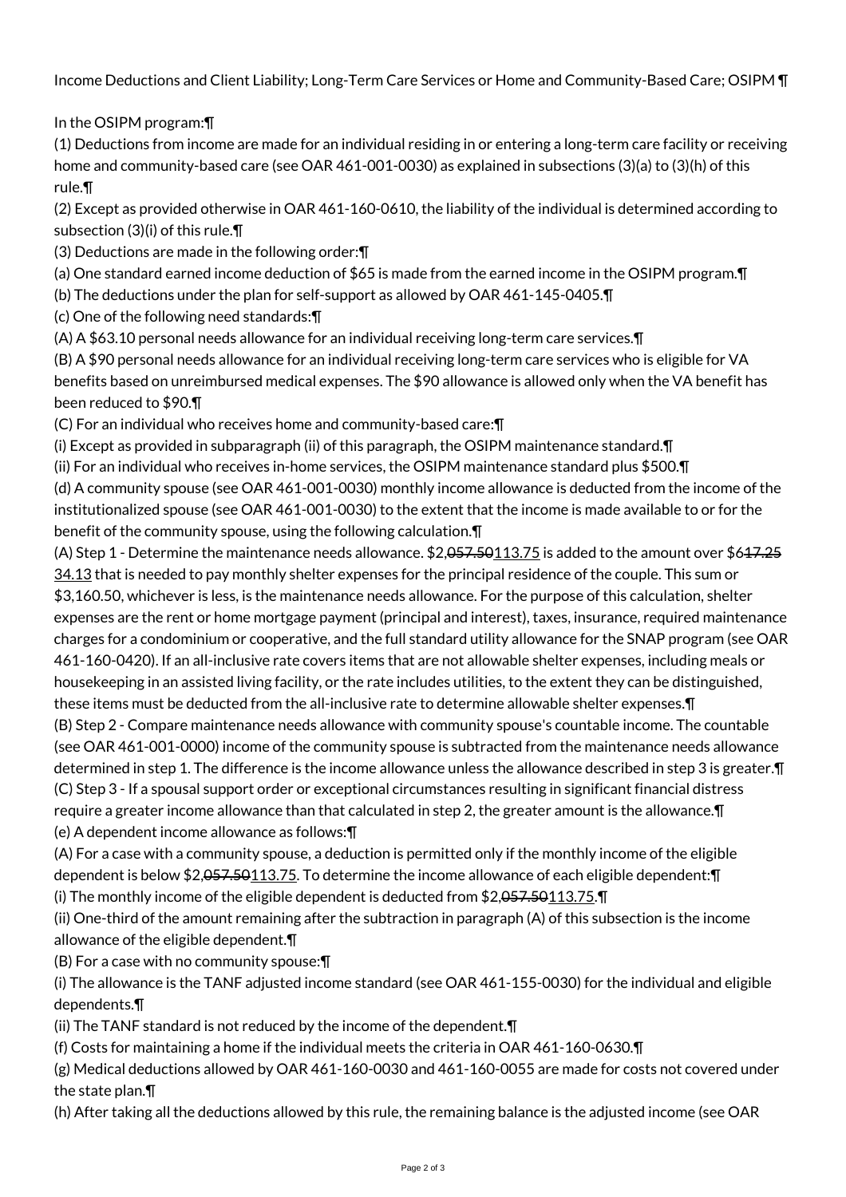Income Deductions and Client Liability; Long-Term Care Services or Home and Community-Based Care; OSIPM ¶

In the OSIPM program:¶

(1) Deductions from income are made for an individual residing in or entering a long-term care facility or receiving home and community-based care (see OAR 461-001-0030) as explained in subsections (3)(a) to (3)(h) of this rule.¶

(2) Except as provided otherwise in OAR 461-160-0610, the liability of the individual is determined according to subsection (3)(i) of this rule.¶

(3) Deductions are made in the following order:¶

(a) One standard earned income deduction of $65 is made from the earned income in the OSIPM program.¶

(b) The deductions under the plan for self-support as allowed by OAR 461-145-0405.¶

(c) One of the following need standards:¶

(A) A $63.10 personal needs allowance for an individual receiving long-term care services.¶

(B) A $90 personal needs allowance for an individual receiving long-term care services who is eligible for VA benefits based on unreimbursed medical expenses. The $90 allowance is allowed only when the VA benefit has been reduced to $90.¶

(C) For an individual who receives home and community-based care:¶

(i) Except as provided in subparagraph (ii) of this paragraph, the OSIPM maintenance standard.¶

(ii) For an individual who receives in-home services, the OSIPM maintenance standard plus $500.¶

(d) A community spouse (see OAR 461-001-0030) monthly income allowance is deducted from the income of the institutionalized spouse (see OAR 461-001-0030) to the extent that the income is made available to or for the benefit of the community spouse, using the following calculation.¶

(A) Step 1 - Determine the maintenance needs allowance. $2,~~057.50~~113.75 is added to the amount over $6~~17.25~~34.13 that is needed to pay monthly shelter expenses for the principal residence of the couple. This sum or $3,160.50, whichever is less, is the maintenance needs allowance. For the purpose of this calculation, shelter expenses are the rent or home mortgage payment (principal and interest), taxes, insurance, required maintenance charges for a condominium or cooperative, and the full standard utility allowance for the SNAP program (see OAR 461-160-0420). If an all-inclusive rate covers items that are not allowable shelter expenses, including meals or housekeeping in an assisted living facility, or the rate includes utilities, to the extent they can be distinguished, these items must be deducted from the all-inclusive rate to determine allowable shelter expenses.¶

(B) Step 2 - Compare maintenance needs allowance with community spouse's countable income. The countable (see OAR 461-001-0000) income of the community spouse is subtracted from the maintenance needs allowance determined in step 1. The difference is the income allowance unless the allowance described in step 3 is greater.¶

(C) Step 3 - If a spousal support order or exceptional circumstances resulting in significant financial distress require a greater income allowance than that calculated in step 2, the greater amount is the allowance.¶

(e) A dependent income allowance as follows:¶

(A) For a case with a community spouse, a deduction is permitted only if the monthly income of the eligible dependent is below $2,~~057.50~~113.75. To determine the income allowance of each eligible dependent:¶

(i) The monthly income of the eligible dependent is deducted from $2,~~057.50~~113.75.¶

(ii) One-third of the amount remaining after the subtraction in paragraph (A) of this subsection is the income allowance of the eligible dependent.¶

(B) For a case with no community spouse:¶

(i) The allowance is the TANF adjusted income standard (see OAR 461-155-0030) for the individual and eligible dependents.¶

(ii) The TANF standard is not reduced by the income of the dependent.¶

(f) Costs for maintaining a home if the individual meets the criteria in OAR 461-160-0630.¶

(g) Medical deductions allowed by OAR 461-160-0030 and 461-160-0055 are made for costs not covered under the state plan.¶

(h) After taking all the deductions allowed by this rule, the remaining balance is the adjusted income (see OAR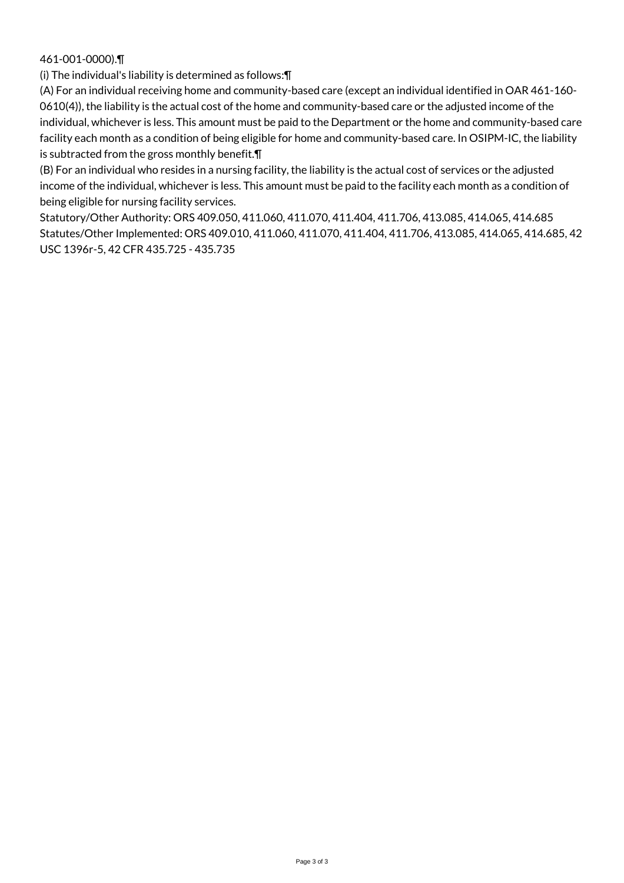461-001-0000).¶

(i) The individual's liability is determined as follows:¶

(A) For an individual receiving home and community-based care (except an individual identified in OAR 461-160-0610(4)), the liability is the actual cost of the home and community-based care or the adjusted income of the individual, whichever is less. This amount must be paid to the Department or the home and community-based care facility each month as a condition of being eligible for home and community-based care. In OSIPM-IC, the liability is subtracted from the gross monthly benefit.¶

(B) For an individual who resides in a nursing facility, the liability is the actual cost of services or the adjusted income of the individual, whichever is less. This amount must be paid to the facility each month as a condition of being eligible for nursing facility services.

Statutory/Other Authority: ORS 409.050, 411.060, 411.070, 411.404, 411.706, 413.085, 414.065, 414.685
Statutes/Other Implemented: ORS 409.010, 411.060, 411.070, 411.404, 411.706, 413.085, 414.065, 414.685, 42 USC 1396r-5, 42 CFR 435.725 - 435.735